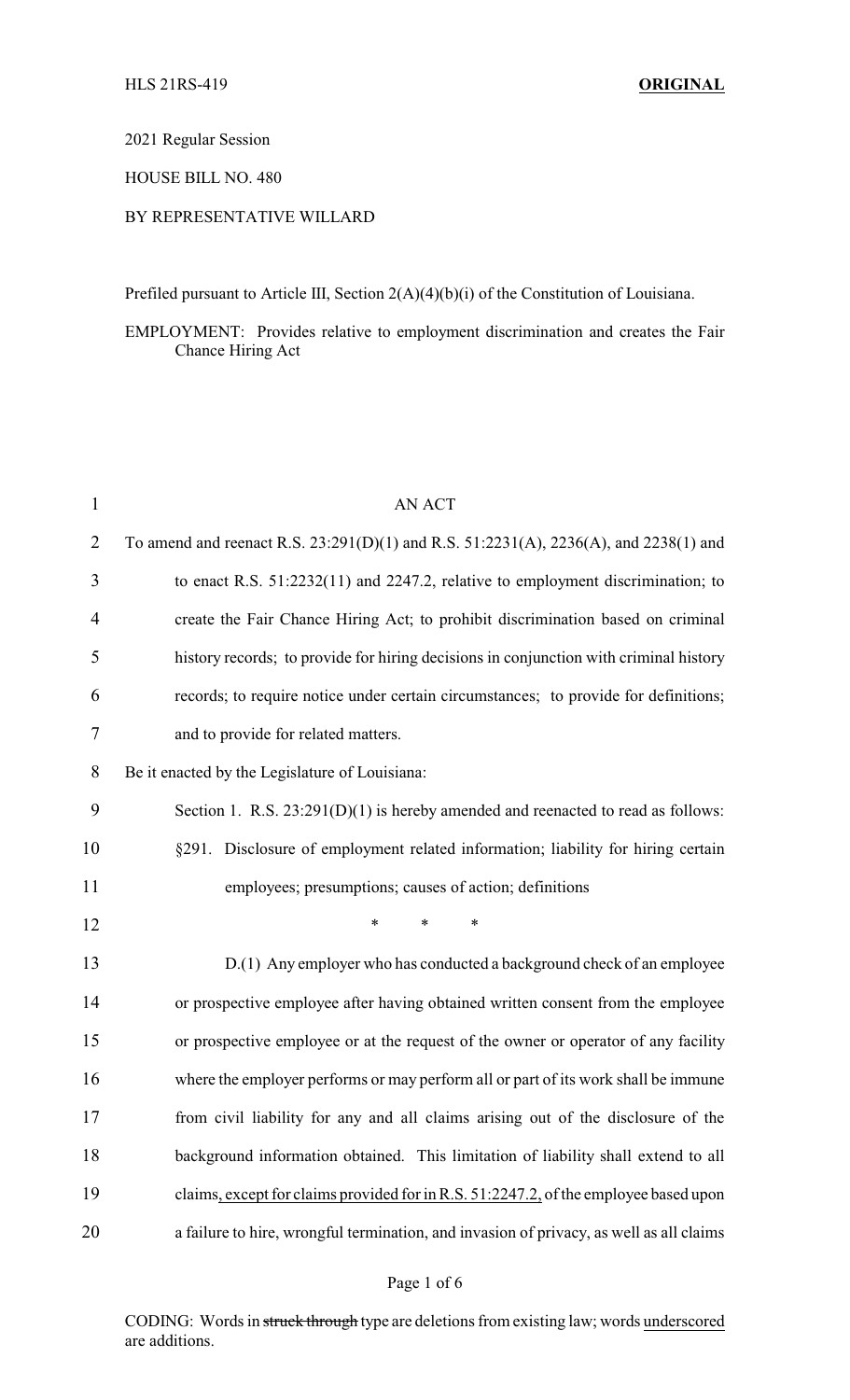2021 Regular Session

HOUSE BILL NO. 480

BY REPRESENTATIVE WILLARD

Prefiled pursuant to Article III, Section 2(A)(4)(b)(i) of the Constitution of Louisiana.

EMPLOYMENT: Provides relative to employment discrimination and creates the Fair Chance Hiring Act

AN ACT

To amend and reenact R.S. 23:291(D)(1) and R.S. 51:2231(A), 2236(A), and 2238(1) and to enact R.S. 51:2232(11) and 2247.2, relative to employment discrimination; to create the Fair Chance Hiring Act; to prohibit discrimination based on criminal history records; to provide for hiring decisions in conjunction with criminal history records; to require notice under certain circumstances; to provide for definitions; and to provide for related matters.

Be it enacted by the Legislature of Louisiana:

Section 1. R.S. 23:291(D)(1) is hereby amended and reenacted to read as follows:

§291. Disclosure of employment related information; liability for hiring certain employees; presumptions; causes of action; definitions

\* \* \*

D.(1) Any employer who has conducted a background check of an employee or prospective employee after having obtained written consent from the employee or prospective employee or at the request of the owner or operator of any facility where the employer performs or may perform all or part of its work shall be immune from civil liability for any and all claims arising out of the disclosure of the background information obtained. This limitation of liability shall extend to all claims<u>, except for claims provided for in R.S. 51:2247.2,</u> of the employee based upon a failure to hire, wrongful termination, and invasion of privacy, as well as all claims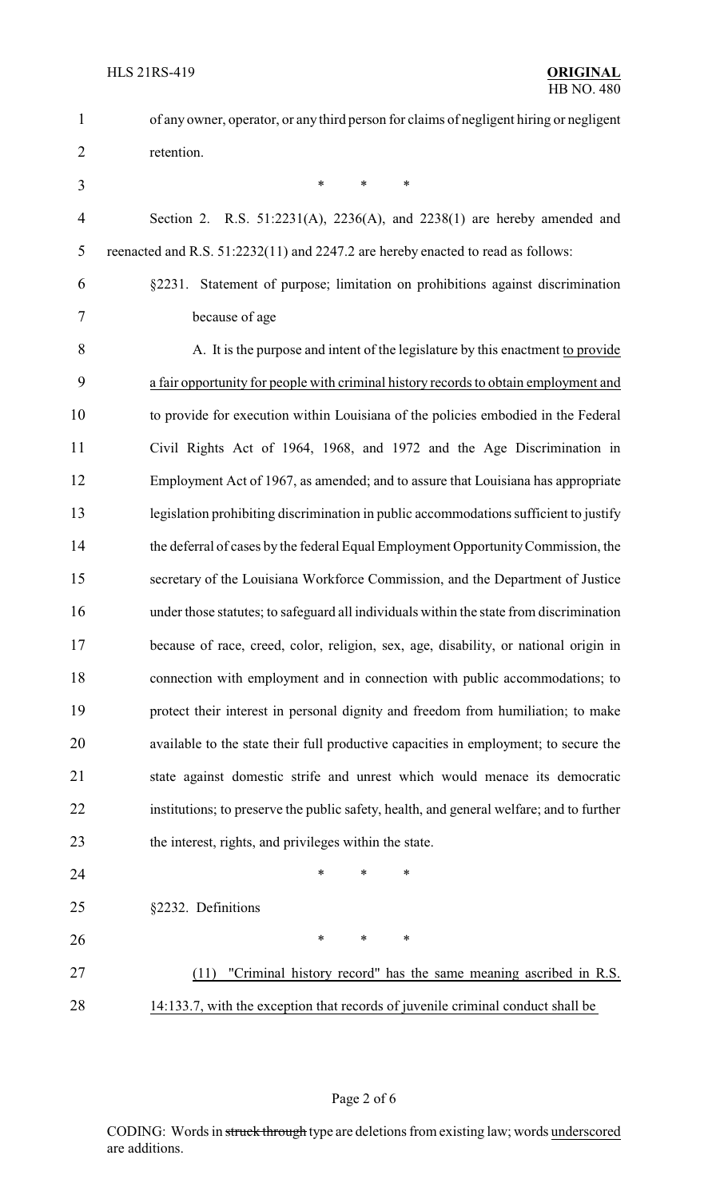of any owner, operator, or any third person for claims of negligent hiring or negligent retention.

\* \* \*

Section 2. R.S. 51:2231(A), 2236(A), and 2238(1) are hereby amended and reenacted and R.S. 51:2232(11) and 2247.2 are hereby enacted to read as follows:

§2231. Statement of purpose; limitation on prohibitions against discrimination because of age

A. It is the purpose and intent of the legislature by this enactment <u>to provide a fair opportunity for people with criminal history records to obtain employment and</u> to provide for execution within Louisiana of the policies embodied in the Federal Civil Rights Act of 1964, 1968, and 1972 and the Age Discrimination in Employment Act of 1967, as amended; and to assure that Louisiana has appropriate legislation prohibiting discrimination in public accommodations sufficient to justify the deferral of cases by the federal Equal Employment Opportunity Commission, the secretary of the Louisiana Workforce Commission, and the Department of Justice under those statutes; to safeguard all individuals within the state from discrimination because of race, creed, color, religion, sex, age, disability, or national origin in connection with employment and in connection with public accommodations; to protect their interest in personal dignity and freedom from humiliation; to make available to the state their full productive capacities in employment; to secure the state against domestic strife and unrest which would menace its democratic institutions; to preserve the public safety, health, and general welfare; and to further the interest, rights, and privileges within the state.

\* \* \*

§2232. Definitions

\* \* \*

<u>(11) "Criminal history record" has the same meaning ascribed in R.S. 14:133.7, with the exception that records of juvenile criminal conduct shall be</u>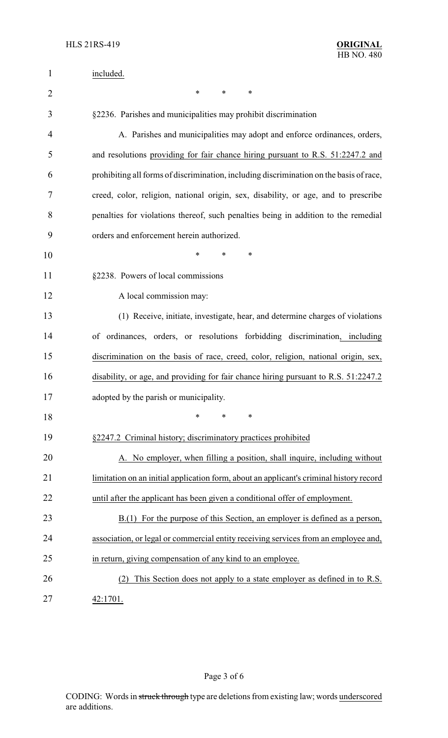included.

\* \* \*

§2236. Parishes and municipalities may prohibit discrimination

A. Parishes and municipalities may adopt and enforce ordinances, orders, and resolutions <u>providing for fair chance hiring pursuant to R.S. 51:2247.2 and</u> prohibiting all forms of discrimination, including discrimination on the basis of race, creed, color, religion, national origin, sex, disability, or age, and to prescribe penalties for violations thereof, such penalties being in addition to the remedial orders and enforcement herein authorized.

\* \* \*

§2238. Powers of local commissions

A local commission may:

(1) Receive, initiate, investigate, hear, and determine charges of violations of ordinances, orders, or resolutions forbidding discrimination<u>, including discrimination on the basis of race, creed, color, religion, national origin, sex, disability, or age, and providing for fair chance hiring pursuant to R.S. 51:2247.2</u> adopted by the parish or municipality.

\* \* \*

<u>§2247.2 Criminal history; discriminatory practices prohibited</u>

<u>A. No employer, when filling a position, shall inquire, including without limitation on an initial application form, about an applicant's criminal history record until after the applicant has been given a conditional offer of employment.</u>

<u>B.(1) For the purpose of this Section, an employer is defined as a person, association, or legal or commercial entity receiving services from an employee and, in return, giving compensation of any kind to an employee.</u>

<u>(2) This Section does not apply to a state employer as defined in to R.S. 42:1701.</u>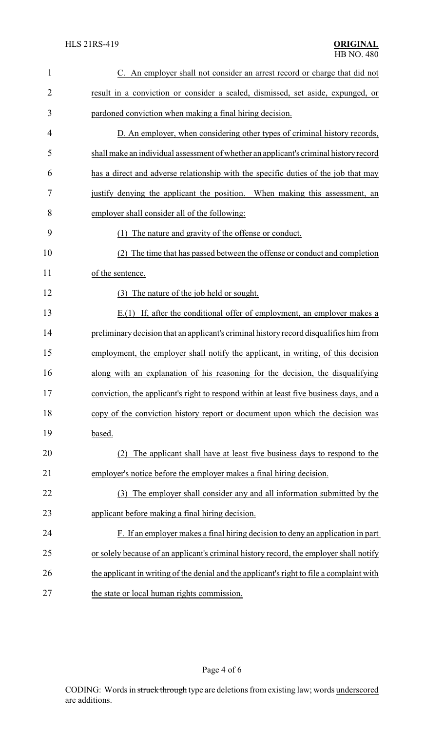C. An employer shall not consider an arrest record or charge that did not result in a conviction or consider a sealed, dismissed, set aside, expunged, or pardoned conviction when making a final hiring decision.

D. An employer, when considering other types of criminal history records, shall make an individual assessment of whether an applicant's criminal history record has a direct and adverse relationship with the specific duties of the job that may justify denying the applicant the position. When making this assessment, an employer shall consider all of the following:

(1) The nature and gravity of the offense or conduct.

(2) The time that has passed between the offense or conduct and completion of the sentence.

(3) The nature of the job held or sought.

E.(1) If, after the conditional offer of employment, an employer makes a preliminary decision that an applicant's criminal history record disqualifies him from employment, the employer shall notify the applicant, in writing, of this decision along with an explanation of his reasoning for the decision, the disqualifying conviction, the applicant's right to respond within at least five business days, and a copy of the conviction history report or document upon which the decision was based.

(2) The applicant shall have at least five business days to respond to the employer's notice before the employer makes a final hiring decision.

(3) The employer shall consider any and all information submitted by the applicant before making a final hiring decision.

F. If an employer makes a final hiring decision to deny an application in part or solely because of an applicant's criminal history record, the employer shall notify the applicant in writing of the denial and the applicant's right to file a complaint with the state or local human rights commission.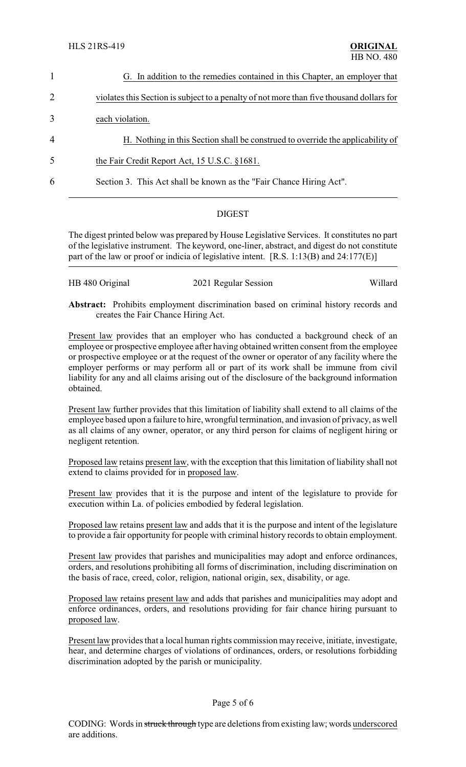G. In addition to the remedies contained in this Chapter, an employer that violates this Section is subject to a penalty of not more than five thousand dollars for each violation.

H. Nothing in this Section shall be construed to override the applicability of the Fair Credit Report Act, 15 U.S.C. §1681.

Section 3. This Act shall be known as the "Fair Chance Hiring Act".

## DIGEST

The digest printed below was prepared by House Legislative Services. It constitutes no part of the legislative instrument. The keyword, one-liner, abstract, and digest do not constitute part of the law or proof or indicia of legislative intent. [R.S. 1:13(B) and 24:177(E)]

HB 480 Original — 2021 Regular Session — Willard

**Abstract:** Prohibits employment discrimination based on criminal history records and creates the Fair Chance Hiring Act.

Present law provides that an employer who has conducted a background check of an employee or prospective employee after having obtained written consent from the employee or prospective employee or at the request of the owner or operator of any facility where the employer performs or may perform all or part of its work shall be immune from civil liability for any and all claims arising out of the disclosure of the background information obtained.

Present law further provides that this limitation of liability shall extend to all claims of the employee based upon a failure to hire, wrongful termination, and invasion of privacy, as well as all claims of any owner, operator, or any third person for claims of negligent hiring or negligent retention.

Proposed law retains present law, with the exception that this limitation of liability shall not extend to claims provided for in proposed law.

Present law provides that it is the purpose and intent of the legislature to provide for execution within La. of policies embodied by federal legislation.

Proposed law retains present law and adds that it is the purpose and intent of the legislature to provide a fair opportunity for people with criminal history records to obtain employment.

Present law provides that parishes and municipalities may adopt and enforce ordinances, orders, and resolutions prohibiting all forms of discrimination, including discrimination on the basis of race, creed, color, religion, national origin, sex, disability, or age.

Proposed law retains present law and adds that parishes and municipalities may adopt and enforce ordinances, orders, and resolutions providing for fair chance hiring pursuant to proposed law.

Present law provides that a local human rights commission may receive, initiate, investigate, hear, and determine charges of violations of ordinances, orders, or resolutions forbidding discrimination adopted by the parish or municipality.

CODING: Words in ~~struck through~~ type are deletions from existing law; words underscored are additions.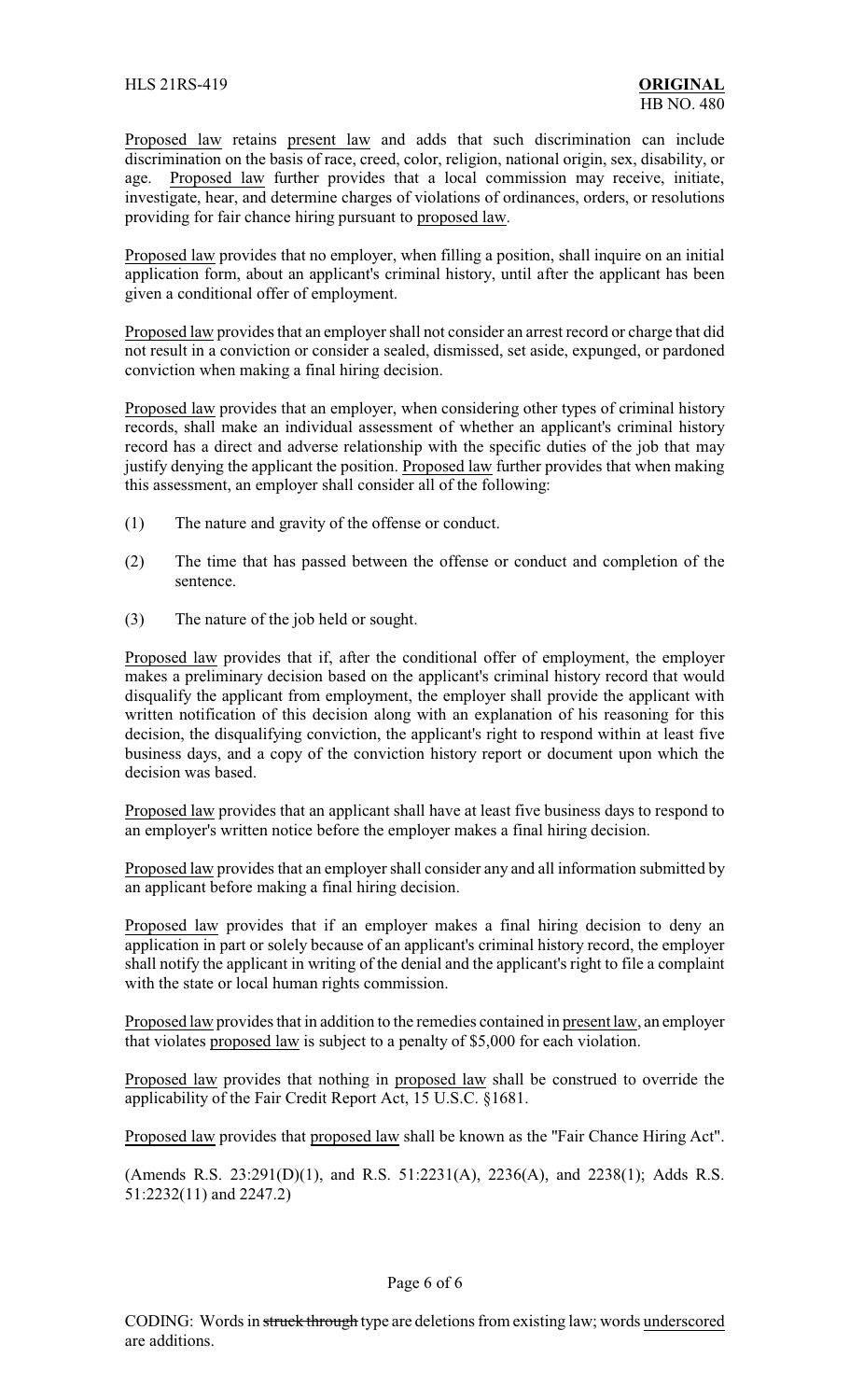Proposed law retains present law and adds that such discrimination can include discrimination on the basis of race, creed, color, religion, national origin, sex, disability, or age. Proposed law further provides that a local commission may receive, initiate, investigate, hear, and determine charges of violations of ordinances, orders, or resolutions providing for fair chance hiring pursuant to proposed law.

Proposed law provides that no employer, when filling a position, shall inquire on an initial application form, about an applicant's criminal history, until after the applicant has been given a conditional offer of employment.

Proposed law provides that an employer shall not consider an arrest record or charge that did not result in a conviction or consider a sealed, dismissed, set aside, expunged, or pardoned conviction when making a final hiring decision.

Proposed law provides that an employer, when considering other types of criminal history records, shall make an individual assessment of whether an applicant's criminal history record has a direct and adverse relationship with the specific duties of the job that may justify denying the applicant the position. Proposed law further provides that when making this assessment, an employer shall consider all of the following:

(1) The nature and gravity of the offense or conduct.

(2) The time that has passed between the offense or conduct and completion of the sentence.

(3) The nature of the job held or sought.

Proposed law provides that if, after the conditional offer of employment, the employer makes a preliminary decision based on the applicant's criminal history record that would disqualify the applicant from employment, the employer shall provide the applicant with written notification of this decision along with an explanation of his reasoning for this decision, the disqualifying conviction, the applicant's right to respond within at least five business days, and a copy of the conviction history report or document upon which the decision was based.

Proposed law provides that an applicant shall have at least five business days to respond to an employer's written notice before the employer makes a final hiring decision.

Proposed law provides that an employer shall consider any and all information submitted by an applicant before making a final hiring decision.

Proposed law provides that if an employer makes a final hiring decision to deny an application in part or solely because of an applicant's criminal history record, the employer shall notify the applicant in writing of the denial and the applicant's right to file a complaint with the state or local human rights commission.

Proposed law provides that in addition to the remedies contained in present law, an employer that violates proposed law is subject to a penalty of $5,000 for each violation.

Proposed law provides that nothing in proposed law shall be construed to override the applicability of the Fair Credit Report Act, 15 U.S.C. §1681.

Proposed law provides that proposed law shall be known as the "Fair Chance Hiring Act".

(Amends R.S. 23:291(D)(1), and R.S. 51:2231(A), 2236(A), and 2238(1); Adds R.S. 51:2232(11) and 2247.2)